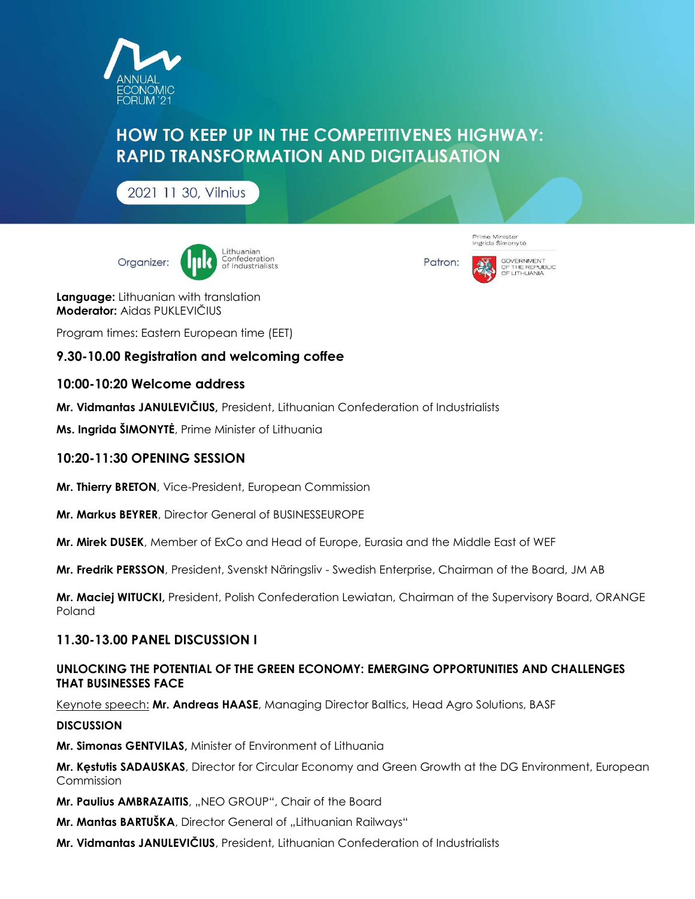ANNUAL
ECONOMIC
FORUM `21

# HOW TO KEEP UP IN THE COMPETITIVENES HIGHWAY: RAPID TRANSFORMATION AND DIGITALISATION

2021 11 30, Vilnius

Organizer: Lithuanian Confederation of Industrialists

Patron: Prime Minister Ingrida Šimonytė, GOVERNMENT OF THE REPUBLIC OF LITHUANIA

**Language:** Lithuanian with translation
**Moderator:** Aidas PUKLEVIČIUS

Program times: Eastern European time (EET)

## 9.30-10.00 Registration and welcoming coffee

## 10:00-10:20 Welcome address

**Mr. Vidmantas JANULEVIČIUS,** President, Lithuanian Confederation of Industrialists

**Ms. Ingrida ŠIMONYTĖ**, Prime Minister of Lithuania

## 10:20-11:30 OPENING SESSION

**Mr. Thierry BRETON**, Vice-President, European Commission

**Mr. Markus BEYRER**, Director General of BUSINESSEUROPE

**Mr. Mirek DUSEK**, Member of ExCo and Head of Europe, Eurasia and the Middle East of WEF

**Mr. Fredrik PERSSON**, President, Svenskt Näringsliv - Swedish Enterprise, Chairman of the Board, JM AB

**Mr. Maciej WITUCKI,** President, Polish Confederation Lewiatan, Chairman of the Supervisory Board, ORANGE Poland

## 11.30-13.00 PANEL DISCUSSION I

### UNLOCKING THE POTENTIAL OF THE GREEN ECONOMY: EMERGING OPPORTUNITIES AND CHALLENGES THAT BUSINESSES FACE

Keynote speech: **Mr. Andreas HAASE**, Managing Director Baltics, Head Agro Solutions, BASF

**DISCUSSION**

**Mr. Simonas GENTVILAS,** Minister of Environment of Lithuania

**Mr. Kęstutis SADAUSKAS**, Director for Circular Economy and Green Growth at the DG Environment, European Commission

**Mr. Paulius AMBRAZAITIS**, „NEO GROUP", Chair of the Board

**Mr. Mantas BARTUŠKA**, Director General of „Lithuanian Railways"

**Mr. Vidmantas JANULEVIČIUS**, President, Lithuanian Confederation of Industrialists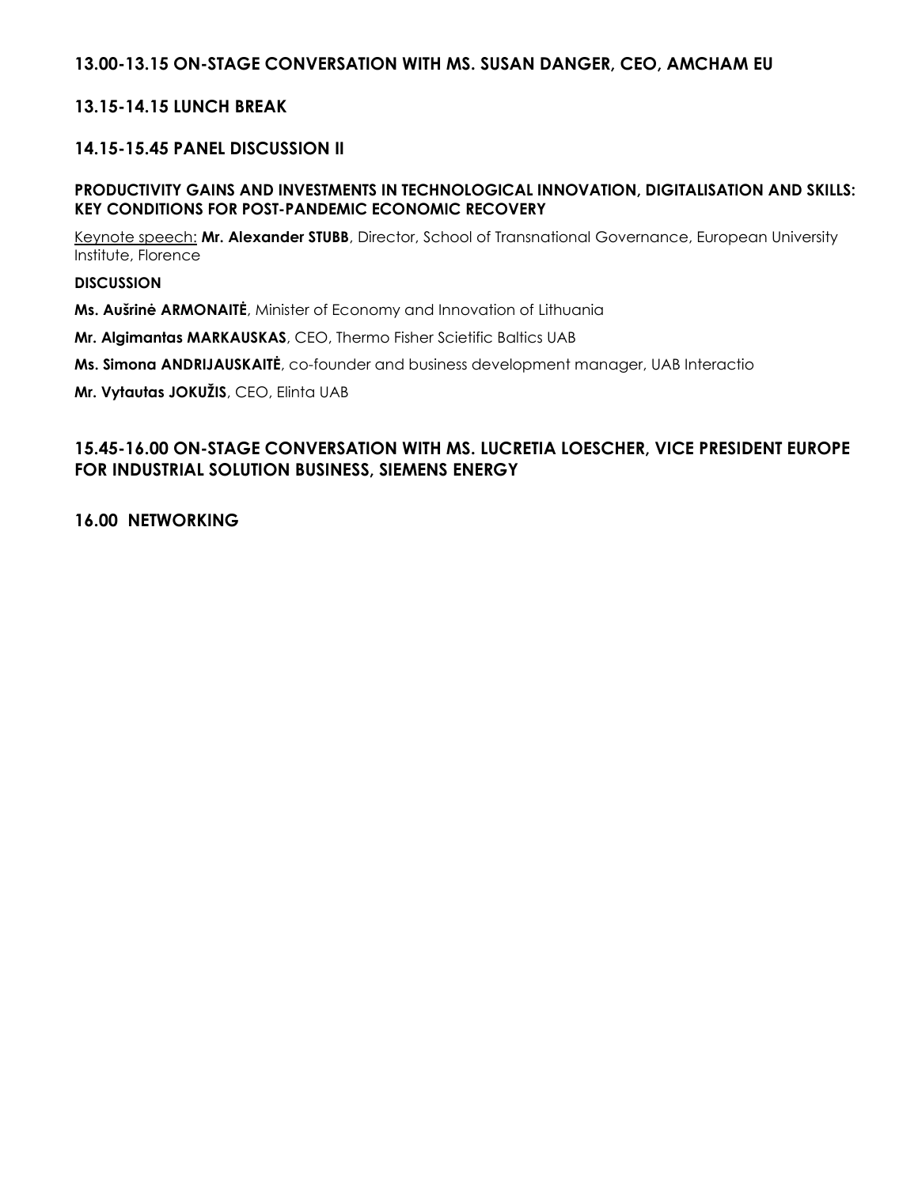### 13.00-13.15 ON-STAGE CONVERSATION WITH MS. SUSAN DANGER, CEO, AMCHAM EU

### 13.15-14.15 LUNCH BREAK

### 14.15-15.45 PANEL DISCUSSION II

**PRODUCTIVITY GAINS AND INVESTMENTS IN TECHNOLOGICAL INNOVATION, DIGITALISATION AND SKILLS: KEY CONDITIONS FOR POST-PANDEMIC ECONOMIC RECOVERY**

Keynote speech: **Mr. Alexander STUBB**, Director, School of Transnational Governance, European University Institute, Florence

**DISCUSSION**

**Ms. Aušrinė ARMONAITĖ**, Minister of Economy and Innovation of Lithuania

**Mr. Algimantas MARKAUSKAS**, CEO, Thermo Fisher Scietific Baltics UAB

**Ms. Simona ANDRIJAUSKAITĖ**, co-founder and business development manager, UAB Interactio

**Mr. Vytautas JOKUŽIS**, CEO, Elinta UAB

### 15.45-16.00 ON-STAGE CONVERSATION WITH MS. LUCRETIA LOESCHER, VICE PRESIDENT EUROPE FOR INDUSTRIAL SOLUTION BUSINESS, SIEMENS ENERGY

### 16.00 NETWORKING